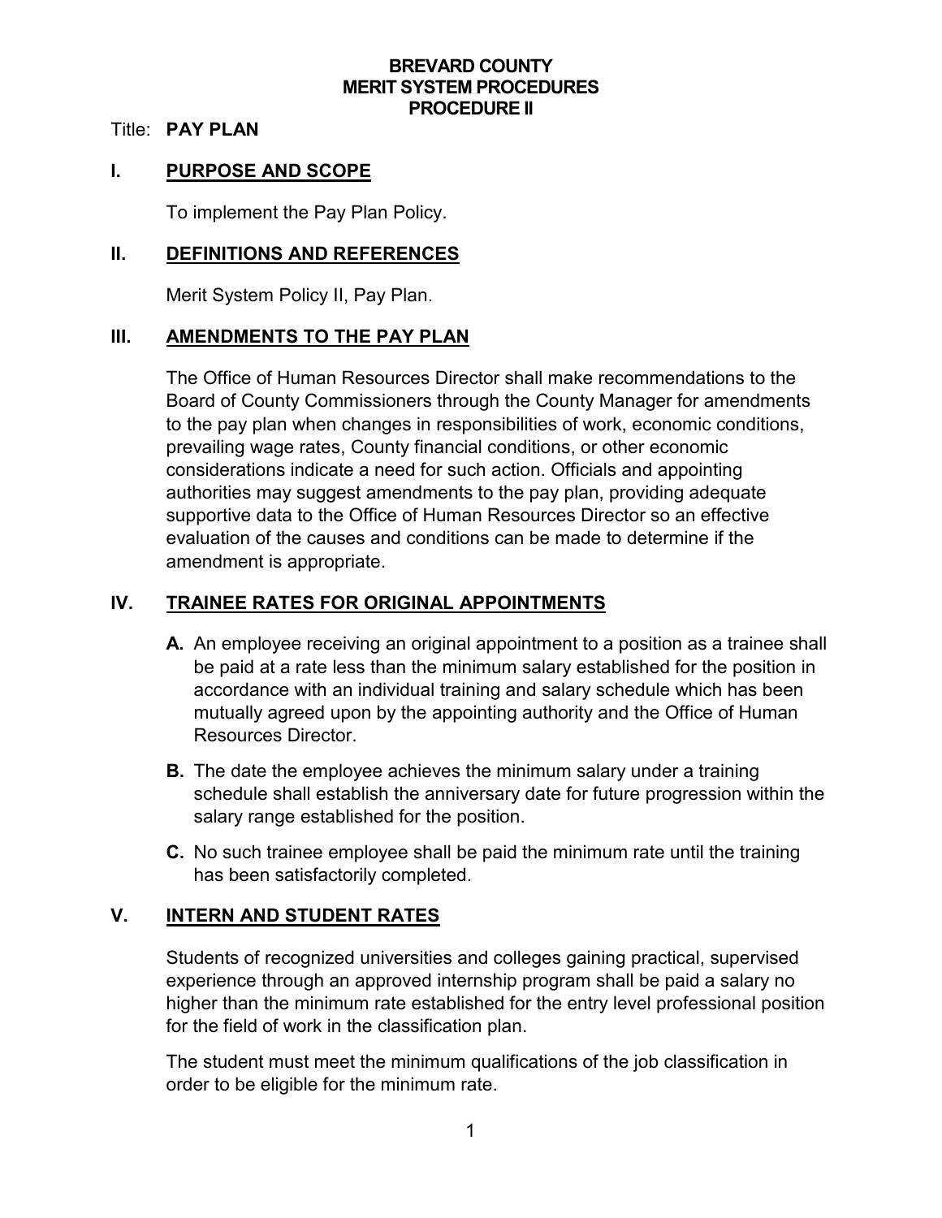# BREVARD COUNTY
# MERIT SYSTEM PROCEDURES
# PROCEDURE II

Title: **PAY PLAN**

## I. PURPOSE AND SCOPE

To implement the Pay Plan Policy.

## II. DEFINITIONS AND REFERENCES

Merit System Policy II, Pay Plan.

## III. AMENDMENTS TO THE PAY PLAN

The Office of Human Resources Director shall make recommendations to the Board of County Commissioners through the County Manager for amendments to the pay plan when changes in responsibilities of work, economic conditions, prevailing wage rates, County financial conditions, or other economic considerations indicate a need for such action. Officials and appointing authorities may suggest amendments to the pay plan, providing adequate supportive data to the Office of Human Resources Director so an effective evaluation of the causes and conditions can be made to determine if the amendment is appropriate.

## IV. TRAINEE RATES FOR ORIGINAL APPOINTMENTS

**A.** An employee receiving an original appointment to a position as a trainee shall be paid at a rate less than the minimum salary established for the position in accordance with an individual training and salary schedule which has been mutually agreed upon by the appointing authority and the Office of Human Resources Director.

**B.** The date the employee achieves the minimum salary under a training schedule shall establish the anniversary date for future progression within the salary range established for the position.

**C.** No such trainee employee shall be paid the minimum rate until the training has been satisfactorily completed.

## V. INTERN AND STUDENT RATES

Students of recognized universities and colleges gaining practical, supervised experience through an approved internship program shall be paid a salary no higher than the minimum rate established for the entry level professional position for the field of work in the classification plan.

The student must meet the minimum qualifications of the job classification in order to be eligible for the minimum rate.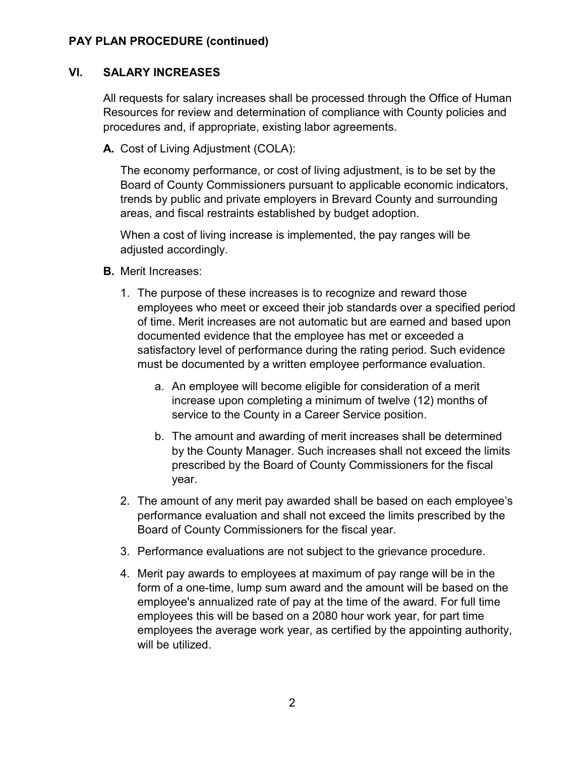**PAY PLAN PROCEDURE (continued)**

## VI. SALARY INCREASES

All requests for salary increases shall be processed through the Office of Human Resources for review and determination of compliance with County policies and procedures and, if appropriate, existing labor agreements.

**A.** Cost of Living Adjustment (COLA):

The economy performance, or cost of living adjustment, is to be set by the Board of County Commissioners pursuant to applicable economic indicators, trends by public and private employers in Brevard County and surrounding areas, and fiscal restraints established by budget adoption.

When a cost of living increase is implemented, the pay ranges will be adjusted accordingly.

**B.** Merit Increases:

1. The purpose of these increases is to recognize and reward those employees who meet or exceed their job standards over a specified period of time. Merit increases are not automatic but are earned and based upon documented evidence that the employee has met or exceeded a satisfactory level of performance during the rating period. Such evidence must be documented by a written employee performance evaluation.
    a. An employee will become eligible for consideration of a merit increase upon completing a minimum of twelve (12) months of service to the County in a Career Service position.
    b. The amount and awarding of merit increases shall be determined by the County Manager. Such increases shall not exceed the limits prescribed by the Board of County Commissioners for the fiscal year.
2. The amount of any merit pay awarded shall be based on each employee's performance evaluation and shall not exceed the limits prescribed by the Board of County Commissioners for the fiscal year.
3. Performance evaluations are not subject to the grievance procedure.
4. Merit pay awards to employees at maximum of pay range will be in the form of a one-time, lump sum award and the amount will be based on the employee's annualized rate of pay at the time of the award. For full time employees this will be based on a 2080 hour work year, for part time employees the average work year, as certified by the appointing authority, will be utilized.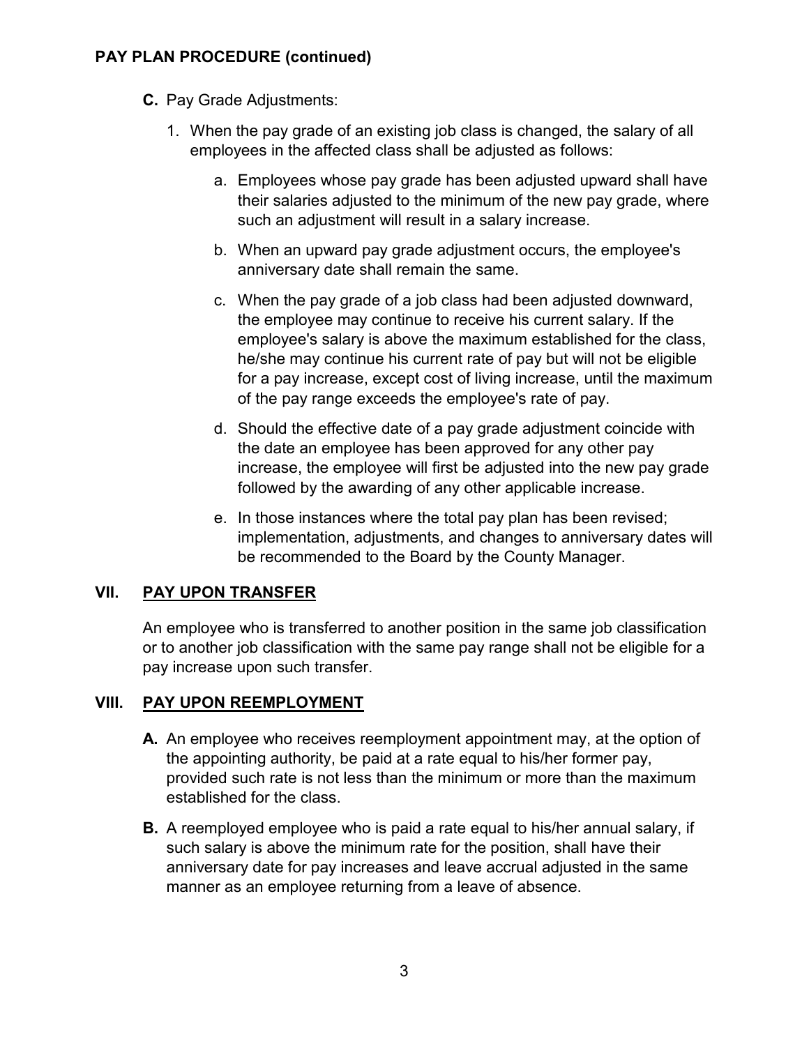## PAY PLAN PROCEDURE (continued)

**C.** Pay Grade Adjustments:

1. When the pay grade of an existing job class is changed, the salary of all employees in the affected class shall be adjusted as follows:

   a. Employees whose pay grade has been adjusted upward shall have their salaries adjusted to the minimum of the new pay grade, where such an adjustment will result in a salary increase.

   b. When an upward pay grade adjustment occurs, the employee's anniversary date shall remain the same.

   c. When the pay grade of a job class had been adjusted downward, the employee may continue to receive his current salary. If the employee's salary is above the maximum established for the class, he/she may continue his current rate of pay but will not be eligible for a pay increase, except cost of living increase, until the maximum of the pay range exceeds the employee's rate of pay.

   d. Should the effective date of a pay grade adjustment coincide with the date an employee has been approved for any other pay increase, the employee will first be adjusted into the new pay grade followed by the awarding of any other applicable increase.

   e. In those instances where the total pay plan has been revised; implementation, adjustments, and changes to anniversary dates will be recommended to the Board by the County Manager.

## VII. <u>PAY UPON TRANSFER</u>

An employee who is transferred to another position in the same job classification or to another job classification with the same pay range shall not be eligible for a pay increase upon such transfer.

## VIII. <u>PAY UPON REEMPLOYMENT</u>

**A.** An employee who receives reemployment appointment may, at the option of the appointing authority, be paid at a rate equal to his/her former pay, provided such rate is not less than the minimum or more than the maximum established for the class.

**B.** A reemployed employee who is paid a rate equal to his/her annual salary, if such salary is above the minimum rate for the position, shall have their anniversary date for pay increases and leave accrual adjusted in the same manner as an employee returning from a leave of absence.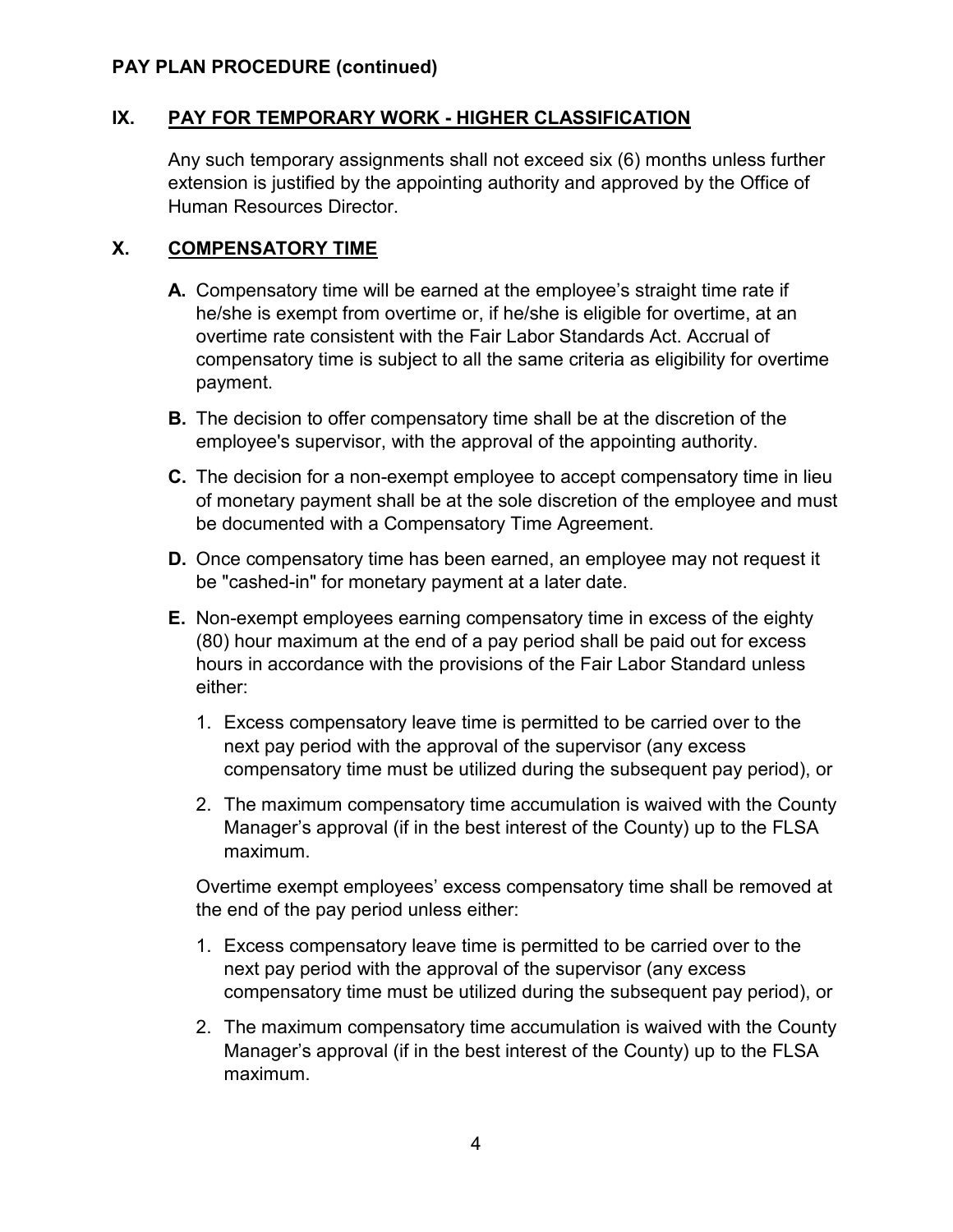**PAY PLAN PROCEDURE (continued)**

## IX. PAY FOR TEMPORARY WORK - HIGHER CLASSIFICATION

Any such temporary assignments shall not exceed six (6) months unless further extension is justified by the appointing authority and approved by the Office of Human Resources Director.

## X. COMPENSATORY TIME

**A.** Compensatory time will be earned at the employee’s straight time rate if he/she is exempt from overtime or, if he/she is eligible for overtime, at an overtime rate consistent with the Fair Labor Standards Act. Accrual of compensatory time is subject to all the same criteria as eligibility for overtime payment.

**B.** The decision to offer compensatory time shall be at the discretion of the employee's supervisor, with the approval of the appointing authority.

**C.** The decision for a non-exempt employee to accept compensatory time in lieu of monetary payment shall be at the sole discretion of the employee and must be documented with a Compensatory Time Agreement.

**D.** Once compensatory time has been earned, an employee may not request it be "cashed-in" for monetary payment at a later date.

**E.** Non-exempt employees earning compensatory time in excess of the eighty (80) hour maximum at the end of a pay period shall be paid out for excess hours in accordance with the provisions of the Fair Labor Standard unless either:

1. Excess compensatory leave time is permitted to be carried over to the next pay period with the approval of the supervisor (any excess compensatory time must be utilized during the subsequent pay period), or
2. The maximum compensatory time accumulation is waived with the County Manager’s approval (if in the best interest of the County) up to the FLSA maximum.

Overtime exempt employees’ excess compensatory time shall be removed at the end of the pay period unless either:

1. Excess compensatory leave time is permitted to be carried over to the next pay period with the approval of the supervisor (any excess compensatory time must be utilized during the subsequent pay period), or
2. The maximum compensatory time accumulation is waived with the County Manager’s approval (if in the best interest of the County) up to the FLSA maximum.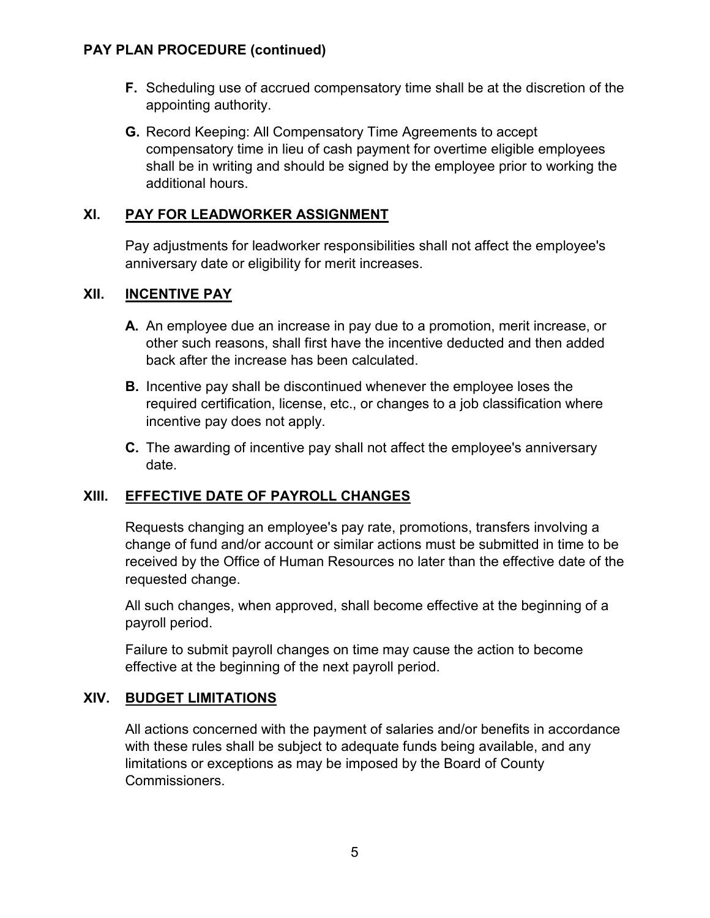**F.** Scheduling use of accrued compensatory time shall be at the discretion of the appointing authority.

**G.** Record Keeping: All Compensatory Time Agreements to accept compensatory time in lieu of cash payment for overtime eligible employees shall be in writing and should be signed by the employee prior to working the additional hours.

## XI. PAY FOR LEADWORKER ASSIGNMENT

Pay adjustments for leadworker responsibilities shall not affect the employee's anniversary date or eligibility for merit increases.

## XII. INCENTIVE PAY

**A.** An employee due an increase in pay due to a promotion, merit increase, or other such reasons, shall first have the incentive deducted and then added back after the increase has been calculated.

**B.** Incentive pay shall be discontinued whenever the employee loses the required certification, license, etc., or changes to a job classification where incentive pay does not apply.

**C.** The awarding of incentive pay shall not affect the employee's anniversary date.

## XIII. EFFECTIVE DATE OF PAYROLL CHANGES

Requests changing an employee's pay rate, promotions, transfers involving a change of fund and/or account or similar actions must be submitted in time to be received by the Office of Human Resources no later than the effective date of the requested change.

All such changes, when approved, shall become effective at the beginning of a payroll period.

Failure to submit payroll changes on time may cause the action to become effective at the beginning of the next payroll period.

## XIV. BUDGET LIMITATIONS

All actions concerned with the payment of salaries and/or benefits in accordance with these rules shall be subject to adequate funds being available, and any limitations or exceptions as may be imposed by the Board of County Commissioners.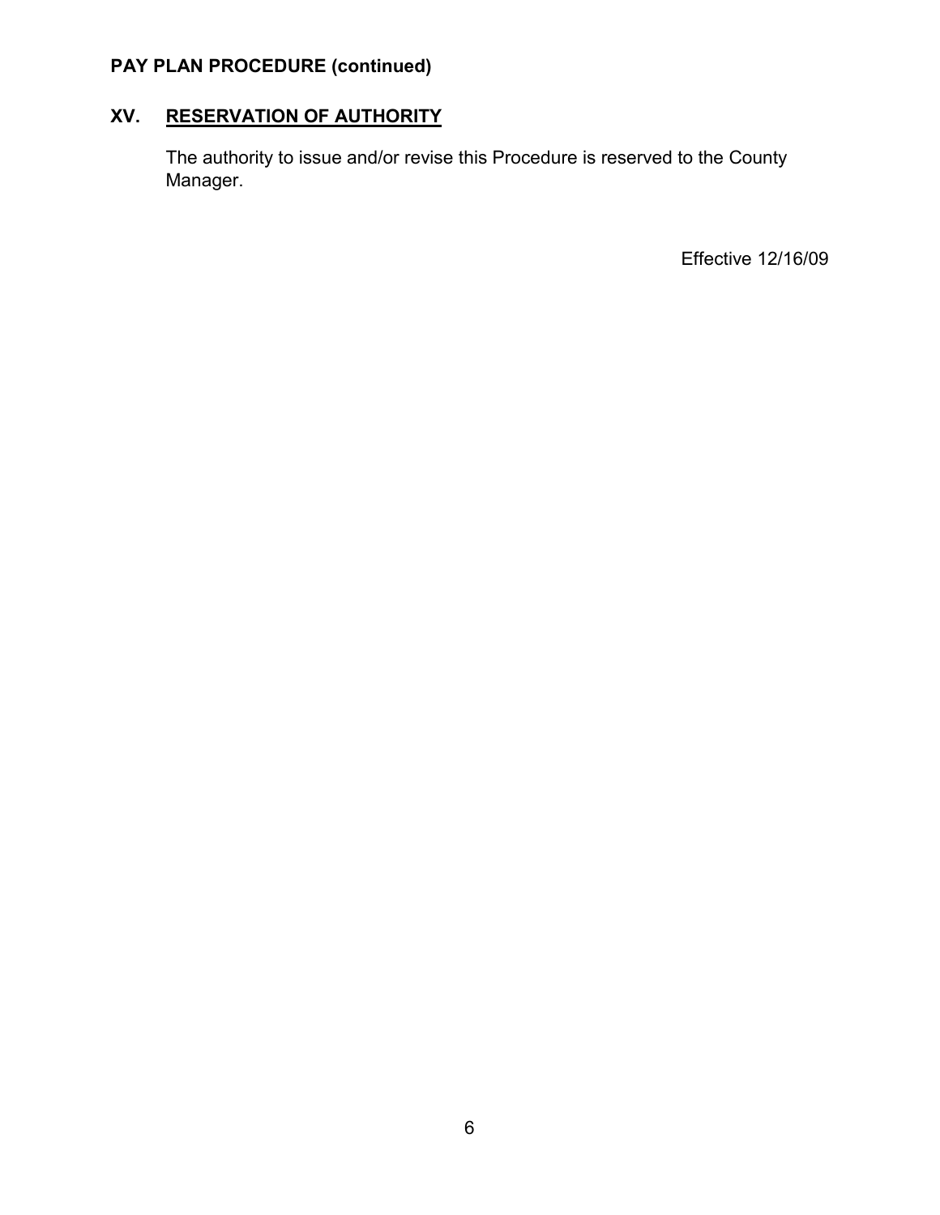**PAY PLAN PROCEDURE (continued)**

## XV. RESERVATION OF AUTHORITY

The authority to issue and/or revise this Procedure is reserved to the County Manager.

Effective 12/16/09